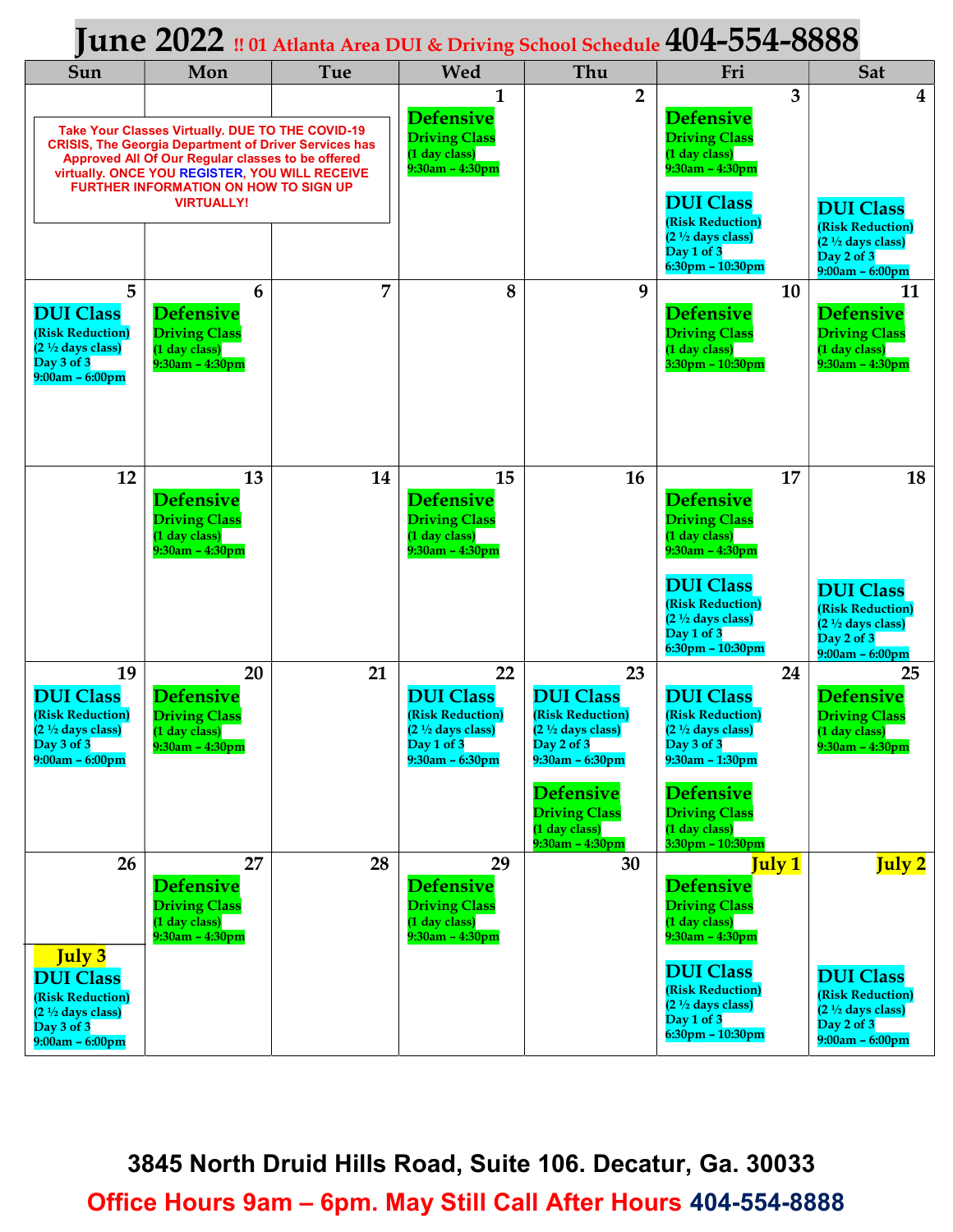# June 2022 !! 01 Atlanta Area DUI & Driving School Schedule 404-554-8888

Take Your Classes Virtually. DUE TO THE COVID-19 CRISIS, The Georgia Department of Driver Services has Approved All Of Our Regular classes to be offered virtually. ONCE YOU REGISTER, YOU WILL RECEIVE FURTHER INFORMATION ON HOW TO SIGN UP VIRTUALLY!

| Sun | Mon | Tue | Wed | Thu | Fri | Sat |
|---|---|---|---|---|---|---|
| | | | **1** Defensive Driving Class (1 day class) 9:30am – 4:30pm | **2** | **3** Defensive Driving Class (1 day class) 9:30am – 4:30pm; DUI Class (Risk Reduction) (2 ½ days class) Day 1 of 3 6:30pm – 10:30pm | **4** DUI Class (Risk Reduction) (2 ½ days class) Day 2 of 3 9:00am – 6:00pm |
| **5** DUI Class (Risk Reduction) (2 ½ days class) Day 3 of 3 9:00am – 6:00pm | **6** Defensive Driving Class (1 day class) 9:30am – 4:30pm | **7** | **8** | **9** | **10** Defensive Driving Class (1 day class) 3:30pm – 10:30pm | **11** Defensive Driving Class (1 day class) 9:30am – 4:30pm |
| **12** | **13** Defensive Driving Class (1 day class) 9:30am – 4:30pm | **14** | **15** Defensive Driving Class (1 day class) 9:30am – 4:30pm | **16** | **17** Defensive Driving Class (1 day class) 9:30am – 4:30pm; DUI Class (Risk Reduction) (2 ½ days class) Day 1 of 3 6:30pm – 10:30pm | **18** DUI Class (Risk Reduction) (2 ½ days class) Day 2 of 3 9:00am – 6:00pm |
| **19** DUI Class (Risk Reduction) (2 ½ days class) Day 3 of 3 9:00am – 6:00pm | **20** Defensive Driving Class (1 day class) 9:30am – 4:30pm | **21** | **22** DUI Class (Risk Reduction) (2 ½ days class) Day 1 of 3 9:30am – 6:30pm | **23** DUI Class (Risk Reduction) (2 ½ days class) Day 2 of 3 9:30am – 6:30pm; Defensive Driving Class (1 day class) 9:30am – 4:30pm | **24** DUI Class (Risk Reduction) (2 ½ days class) Day 3 of 3 9:30am – 1:30pm; Defensive Driving Class (1 day class) 3:30pm – 10:30pm | **25** Defensive Driving Class (1 day class) 9:30am – 4:30pm |
| **26**; **July 3** DUI Class (Risk Reduction) (2 ½ days class) Day 3 of 3 9:00am – 6:00pm | **27** Defensive Driving Class (1 day class) 9:30am – 4:30pm | **28** | **29** Defensive Driving Class (1 day class) 9:30am – 4:30pm | **30** | **July 1** Defensive Driving Class (1 day class) 9:30am – 4:30pm; DUI Class (Risk Reduction) (2 ½ days class) Day 1 of 3 6:30pm – 10:30pm | **July 2** DUI Class (Risk Reduction) (2 ½ days class) Day 2 of 3 9:00am – 6:00pm |

**3845 North Druid Hills Road, Suite 106. Decatur, Ga. 30033**

**Office Hours 9am – 6pm. May Still Call After Hours 404-554-8888**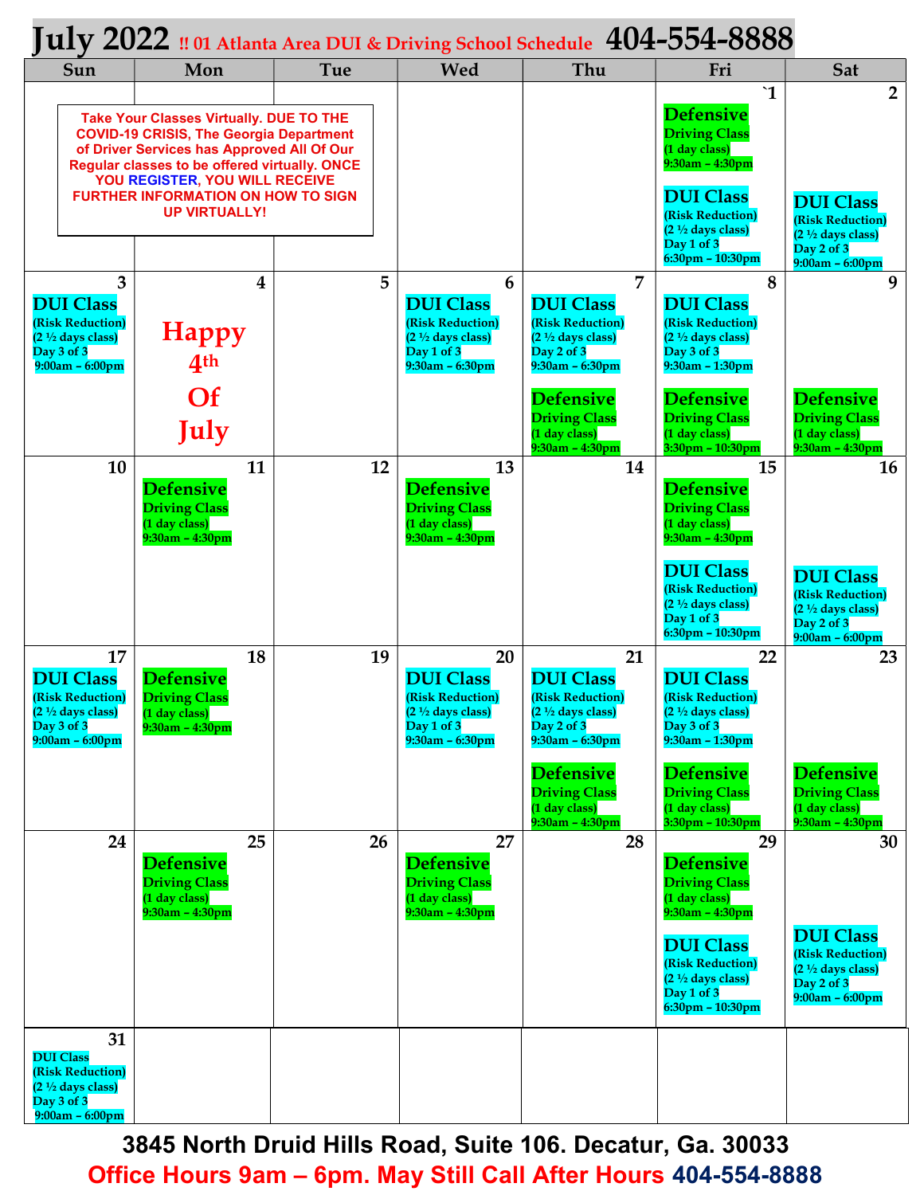# July 2022 !! 01 Atlanta Area DUI & Driving School Schedule 404-554-8888

| Sun | Mon | Tue | Wed | Thu | Fri | Sat |
|---|---|---|---|---|---|---|
| | | | | | `1 **Defensive** Driving Class (1 day class) 9:30am – 4:30pm **DUI Class** (Risk Reduction) (2 ½ days class) Day 1 of 3 6:30pm – 10:30pm | 2 **DUI Class** (Risk Reduction) (2 ½ days class) Day 2 of 3 9:00am – 6:00pm |
| 3 **DUI Class** (Risk Reduction) (2 ½ days class) Day 3 of 3 9:00am – 6:00pm | 4 Happy 4th Of July | 5 | 6 **DUI Class** (Risk Reduction) (2 ½ days class) Day 1 of 3 9:30am – 6:30pm | 7 **DUI Class** (Risk Reduction) (2 ½ days class) Day 2 of 3 9:30am – 6:30pm **Defensive** Driving Class (1 day class) 9:30am – 4:30pm | 8 **DUI Class** (Risk Reduction) (2 ½ days class) Day 3 of 3 9:30am – 1:30pm **Defensive** Driving Class (1 day class) 3:30pm – 10:30pm | 9 **Defensive** Driving Class (1 day class) 9:30am – 4:30pm |
| 10 | 11 **Defensive** Driving Class (1 day class) 9:30am – 4:30pm | 12 | 13 **Defensive** Driving Class (1 day class) 9:30am – 4:30pm | 14 | 15 **Defensive** Driving Class (1 day class) 9:30am – 4:30pm **DUI Class** (Risk Reduction) (2 ½ days class) Day 1 of 3 6:30pm – 10:30pm | 16 **DUI Class** (Risk Reduction) (2 ½ days class) Day 2 of 3 9:00am – 6:00pm |
| 17 **DUI Class** (Risk Reduction) (2 ½ days class) Day 3 of 3 9:00am – 6:00pm | 18 **Defensive** Driving Class (1 day class) 9:30am – 4:30pm | 19 | 20 **DUI Class** (Risk Reduction) (2 ½ days class) Day 1 of 3 9:30am – 6:30pm | 21 **DUI Class** (Risk Reduction) (2 ½ days class) Day 2 of 3 9:30am – 6:30pm **Defensive** Driving Class (1 day class) 9:30am – 4:30pm | 22 **DUI Class** (Risk Reduction) (2 ½ days class) Day 3 of 3 9:30am – 1:30pm **Defensive** Driving Class (1 day class) 3:30pm – 10:30pm | 23 **Defensive** Driving Class (1 day class) 9:30am – 4:30pm |
| 24 | 25 **Defensive** Driving Class (1 day class) 9:30am – 4:30pm | 26 | 27 **Defensive** Driving Class (1 day class) 9:30am – 4:30pm | 28 | 29 **Defensive** Driving Class (1 day class) 9:30am – 4:30pm **DUI Class** (Risk Reduction) (2 ½ days class) Day 1 of 3 6:30pm – 10:30pm | 30 **DUI Class** (Risk Reduction) (2 ½ days class) Day 2 of 3 9:00am – 6:00pm |
| 31 DUI Class (Risk Reduction) (2 ½ days class) Day 3 of 3 9:00am – 6:00pm | | | | | | |

Take Your Classes Virtually. DUE TO THE COVID-19 CRISIS, The Georgia Department of Driver Services has Approved All Of Our Regular classes to be offered virtually. ONCE YOU REGISTER, YOU WILL RECEIVE FURTHER INFORMATION ON HOW TO SIGN UP VIRTUALLY!

**3845 North Druid Hills Road, Suite 106. Decatur, Ga. 30033**

**Office Hours 9am – 6pm. May Still Call After Hours 404-554-8888**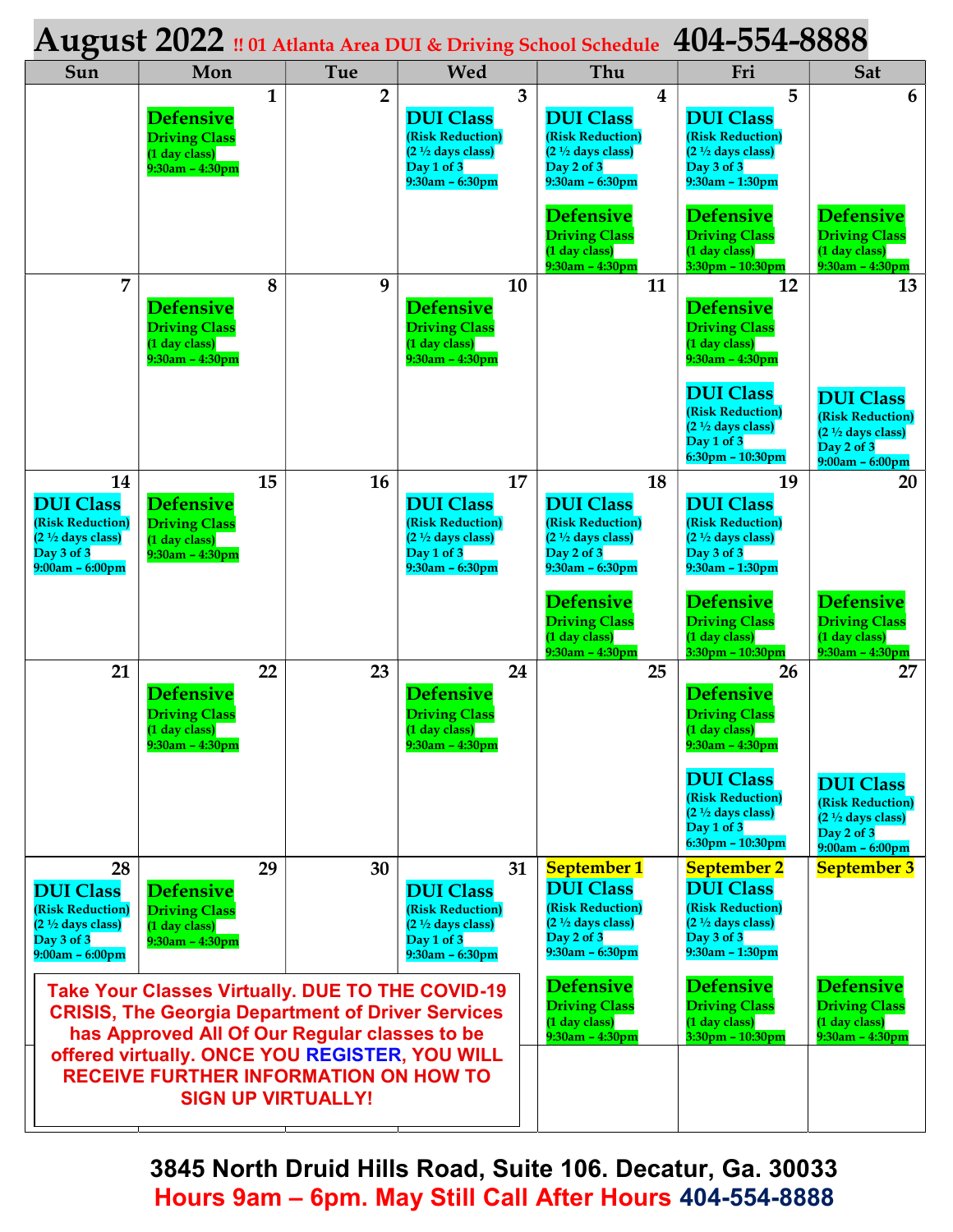# August 2022 !! 01 Atlanta Area DUI & Driving School Schedule 404-554-8888

| Sun | Mon | Tue | Wed | Thu | Fri | Sat |
|---|---|---|---|---|---|---|
| | 1<br>**Defensive** Driving Class (1 day class) 9:30am – 4:30pm | 2 | 3<br>**DUI Class** (Risk Reduction) (2 ½ days class) Day 1 of 3 9:30am – 6:30pm | 4<br>**DUI Class** (Risk Reduction) (2 ½ days class) Day 2 of 3 9:30am – 6:30pm<br>**Defensive** Driving Class (1 day class) 9:30am – 4:30pm | 5<br>**DUI Class** (Risk Reduction) (2 ½ days class) Day 3 of 3 9:30am – 1:30pm<br>**Defensive** Driving Class (1 day class) 3:30pm – 10:30pm | 6<br>**Defensive** Driving Class (1 day class) 9:30am – 4:30pm |
| 7 | 8<br>**Defensive** Driving Class (1 day class) 9:30am – 4:30pm | 9 | 10<br>**Defensive** Driving Class (1 day class) 9:30am – 4:30pm | 11 | 12<br>**Defensive** Driving Class (1 day class) 9:30am – 4:30pm<br>**DUI Class** (Risk Reduction) (2 ½ days class) Day 1 of 3 6:30pm – 10:30pm | 13<br>**DUI Class** (Risk Reduction) (2 ½ days class) Day 2 of 3 9:00am – 6:00pm |
| 14<br>**DUI Class** (Risk Reduction) (2 ½ days class) Day 3 of 3 9:00am – 6:00pm | 15<br>**Defensive** Driving Class (1 day class) 9:30am – 4:30pm | 16 | 17<br>**DUI Class** (Risk Reduction) (2 ½ days class) Day 1 of 3 9:30am – 6:30pm | 18<br>**DUI Class** (Risk Reduction) (2 ½ days class) Day 2 of 3 9:30am – 6:30pm<br>**Defensive** Driving Class (1 day class) 9:30am – 4:30pm | 19<br>**DUI Class** (Risk Reduction) (2 ½ days class) Day 3 of 3 9:30am – 1:30pm<br>**Defensive** Driving Class (1 day class) 3:30pm – 10:30pm | 20<br>**Defensive** Driving Class (1 day class) 9:30am – 4:30pm |
| 21 | 22<br>**Defensive** Driving Class (1 day class) 9:30am – 4:30pm | 23 | 24<br>**Defensive** Driving Class (1 day class) 9:30am – 4:30pm | 25 | 26<br>**Defensive** Driving Class (1 day class) 9:30am – 4:30pm<br>**DUI Class** (Risk Reduction) (2 ½ days class) Day 1 of 3 6:30pm – 10:30pm | 27<br>**DUI Class** (Risk Reduction) (2 ½ days class) Day 2 of 3 9:00am – 6:00pm |
| 28<br>**DUI Class** (Risk Reduction) (2 ½ days class) Day 3 of 3 9:00am – 6:00pm | 29<br>**Defensive** Driving Class (1 day class) 9:30am – 4:30pm | 30 | 31<br>**DUI Class** (Risk Reduction) (2 ½ days class) Day 1 of 3 9:30am – 6:30pm | September 1<br>**DUI Class** (Risk Reduction) (2 ½ days class) Day 2 of 3 9:30am – 6:30pm<br>**Defensive** Driving Class (1 day class) 9:30am – 4:30pm | September 2<br>**DUI Class** (Risk Reduction) (2 ½ days class) Day 3 of 3 9:30am – 1:30pm<br>**Defensive** Driving Class (1 day class) 3:30pm – 10:30pm | September 3<br>**Defensive** Driving Class (1 day class) 9:30am – 4:30pm |

**Take Your Classes Virtually. DUE TO THE COVID-19 CRISIS, The Georgia Department of Driver Services has Approved All Of Our Regular classes to be offered virtually. ONCE YOU REGISTER, YOU WILL RECEIVE FURTHER INFORMATION ON HOW TO SIGN UP VIRTUALLY!**

**3845 North Druid Hills Road, Suite 106. Decatur, Ga. 30033**

**Hours 9am – 6pm. May Still Call After Hours 404-554-8888**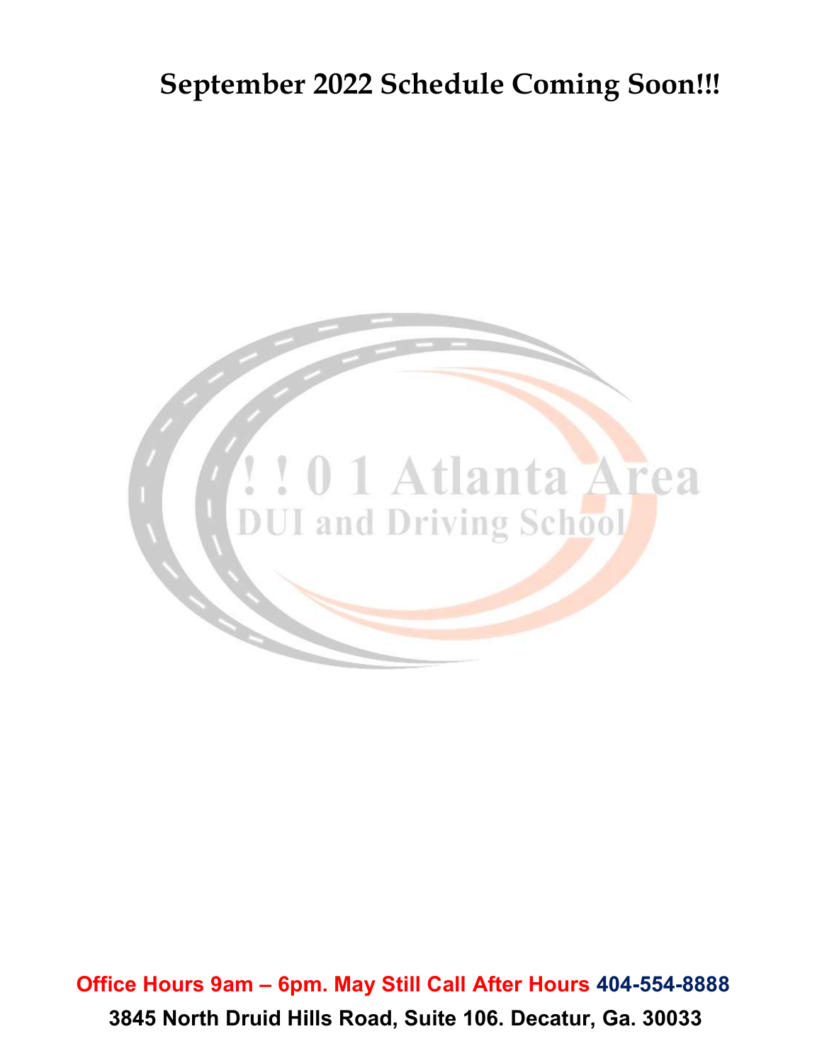# September 2022 Schedule Coming Soon!!!

! ! 0 1 Atlanta Area

DUI and Driving School

**Office Hours 9am – 6pm. May Still Call After Hours 404-554-8888**

**3845 North Druid Hills Road, Suite 106. Decatur, Ga. 30033**